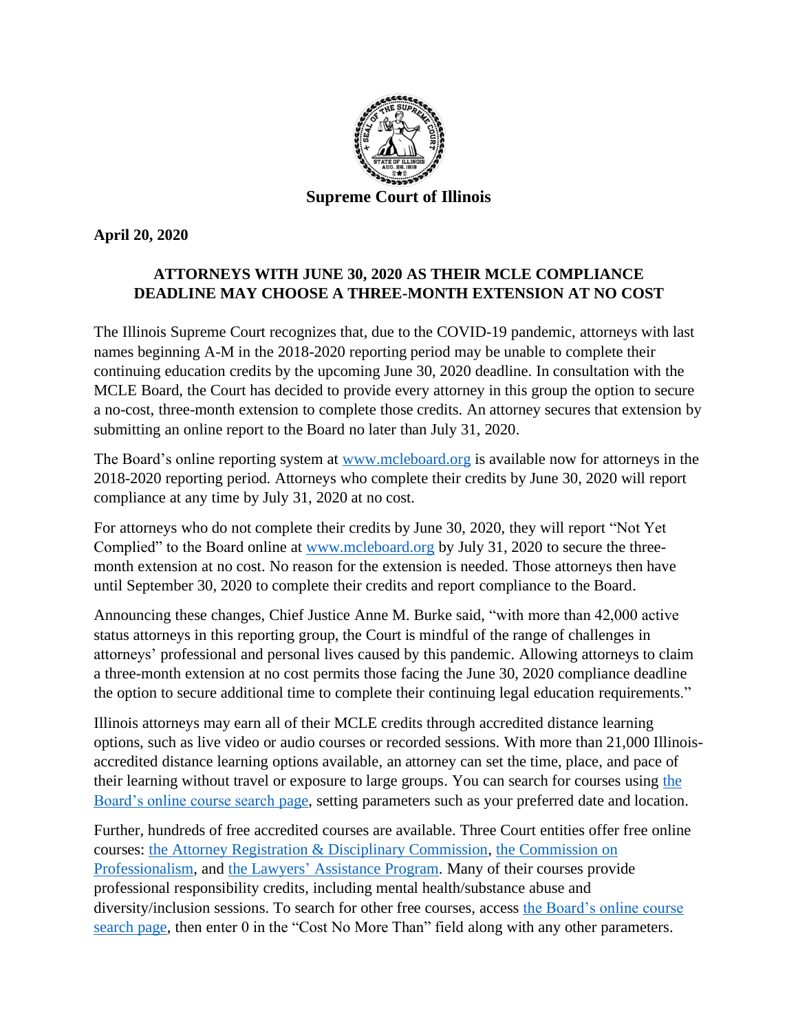**Supreme Court of Illinois**

**April 20, 2020**

## ATTORNEYS WITH JUNE 30, 2020 AS THEIR MCLE COMPLIANCE DEADLINE MAY CHOOSE A THREE-MONTH EXTENSION AT NO COST

The Illinois Supreme Court recognizes that, due to the COVID-19 pandemic, attorneys with last names beginning A-M in the 2018-2020 reporting period may be unable to complete their continuing education credits by the upcoming June 30, 2020 deadline. In consultation with the MCLE Board, the Court has decided to provide every attorney in this group the option to secure a no-cost, three-month extension to complete those credits. An attorney secures that extension by submitting an online report to the Board no later than July 31, 2020.

The Board's online reporting system at www.mcleboard.org is available now for attorneys in the 2018-2020 reporting period. Attorneys who complete their credits by June 30, 2020 will report compliance at any time by July 31, 2020 at no cost.

For attorneys who do not complete their credits by June 30, 2020, they will report "Not Yet Complied" to the Board online at www.mcleboard.org by July 31, 2020 to secure the three-month extension at no cost. No reason for the extension is needed. Those attorneys then have until September 30, 2020 to complete their credits and report compliance to the Board.

Announcing these changes, Chief Justice Anne M. Burke said, "with more than 42,000 active status attorneys in this reporting group, the Court is mindful of the range of challenges in attorneys' professional and personal lives caused by this pandemic. Allowing attorneys to claim a three-month extension at no cost permits those facing the June 30, 2020 compliance deadline the option to secure additional time to complete their continuing legal education requirements."

Illinois attorneys may earn all of their MCLE credits through accredited distance learning options, such as live video or audio courses or recorded sessions. With more than 21,000 Illinois-accredited distance learning options available, an attorney can set the time, place, and pace of their learning without travel or exposure to large groups. You can search for courses using the Board's online course search page, setting parameters such as your preferred date and location.

Further, hundreds of free accredited courses are available. Three Court entities offer free online courses: the Attorney Registration & Disciplinary Commission, the Commission on Professionalism, and the Lawyers' Assistance Program. Many of their courses provide professional responsibility credits, including mental health/substance abuse and diversity/inclusion sessions. To search for other free courses, access the Board's online course search page, then enter 0 in the "Cost No More Than" field along with any other parameters.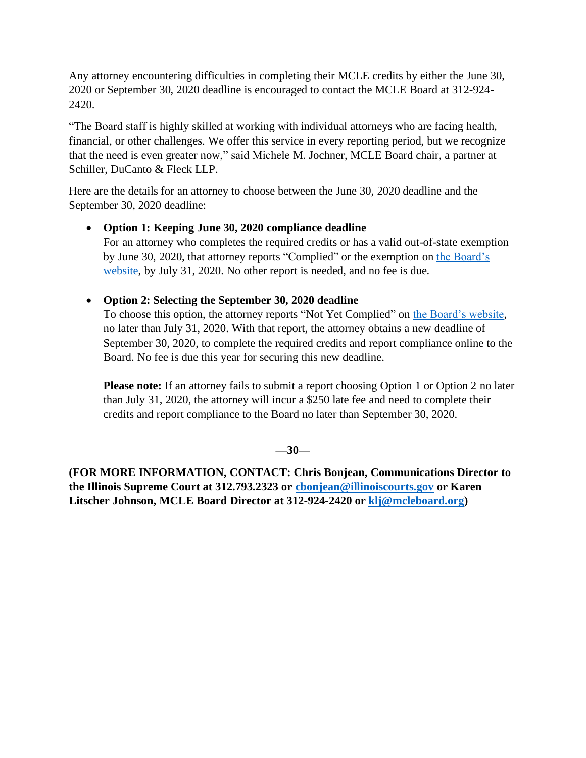Any attorney encountering difficulties in completing their MCLE credits by either the June 30, 2020 or September 30, 2020 deadline is encouraged to contact the MCLE Board at 312-924-2420.

"The Board staff is highly skilled at working with individual attorneys who are facing health, financial, or other challenges. We offer this service in every reporting period, but we recognize that the need is even greater now," said Michele M. Jochner, MCLE Board chair, a partner at Schiller, DuCanto & Fleck LLP.

Here are the details for an attorney to choose between the June 30, 2020 deadline and the September 30, 2020 deadline:

- **Option 1: Keeping June 30, 2020 compliance deadline**
  For an attorney who completes the required credits or has a valid out-of-state exemption by June 30, 2020, that attorney reports "Complied" or the exemption on the Board's website, by July 31, 2020. No other report is needed, and no fee is due.

- **Option 2: Selecting the September 30, 2020 deadline**
  To choose this option, the attorney reports "Not Yet Complied" on the Board's website, no later than July 31, 2020. With that report, the attorney obtains a new deadline of September 30, 2020, to complete the required credits and report compliance online to the Board. No fee is due this year for securing this new deadline.

  **Please note:** If an attorney fails to submit a report choosing Option 1 or Option 2 no later than July 31, 2020, the attorney will incur a $250 late fee and need to complete their credits and report compliance to the Board no later than September 30, 2020.

**—30—**

**(FOR MORE INFORMATION, CONTACT: Chris Bonjean, Communications Director to the Illinois Supreme Court at 312.793.2323 or cbonjean@illinoiscourts.gov or Karen Litscher Johnson, MCLE Board Director at 312-924-2420 or klj@mcleboard.org)**